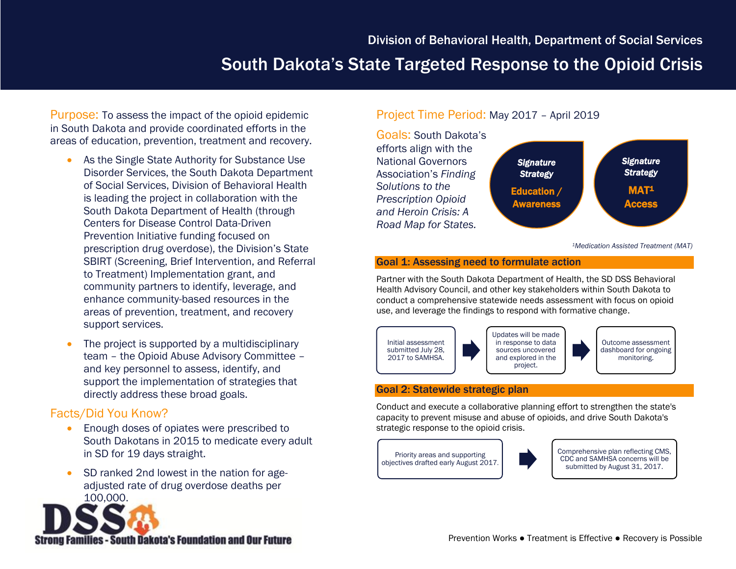Division of Behavioral Health, Department of Social Services

# South Dakota's State Targeted Response to the Opioid Crisis

**Purpose:** To assess the impact of the opioid epidemic in South Dakota and provide coordinated efforts in the areas of education, prevention, treatment and recovery.

- As the Single State Authority for Substance Use Disorder Services, the South Dakota Department of Social Services, Division of Behavioral Health is leading the project in collaboration with the South Dakota Department of Health (through Centers for Disease Control Data-Driven Prevention Initiative funding focused on prescription drug overdose), the Division's State SBIRT (Screening, Brief Intervention, and Referral to Treatment) Implementation grant, and community partners to identify, leverage, and enhance community-based resources in the areas of prevention, treatment, and recovery support services.
- The project is supported by a multidisciplinary team – the Opioid Abuse Advisory Committee – and key personnel to assess, identify, and support the implementation of strategies that directly address these broad goals.

## Facts/Did You Know?

- Enough doses of opiates were prescribed to South Dakotans in 2015 to medicate every adult in SD for 19 days straight.
- SD ranked 2nd lowest in the nation for age-adjusted rate of drug overdose deaths per 100,000.

DSS
Strong Families - South Dakota's Foundation and Our Future

**Project Time Period:** May 2017 – April 2019

**Goals:** South Dakota's efforts align with the National Governors Association's *Finding Solutions to the Prescription Opioid and Heroin Crisis: A Road Map for States.*

- ***Signature Strategy*** – **Education / Awareness**
- ***Signature Strategy*** – **MAT[1] Access**

[1]*Medication Assisted Treatment (MAT)*

## Goal 1: Assessing need to formulate action

Partner with the South Dakota Department of Health, the SD DSS Behavioral Health Advisory Council, and other key stakeholders within South Dakota to conduct a comprehensive statewide needs assessment with focus on opioid use, and leverage the findings to respond with formative change.

Initial assessment submitted July 28, 2017 to SAMHSA. → Updates will be made in response to data sources uncovered and explored in the project. → Outcome assessment dashboard for ongoing monitoring.

## Goal 2: Statewide strategic plan

Conduct and execute a collaborative planning effort to strengthen the state's capacity to prevent misuse and abuse of opioids, and drive South Dakota's strategic response to the opioid crisis.

Priority areas and supporting objectives drafted early August 2017. → Comprehensive plan reflecting CMS, CDC and SAMHSA concerns will be submitted by August 31, 2017.

Prevention Works ● Treatment is Effective ● Recovery is Possible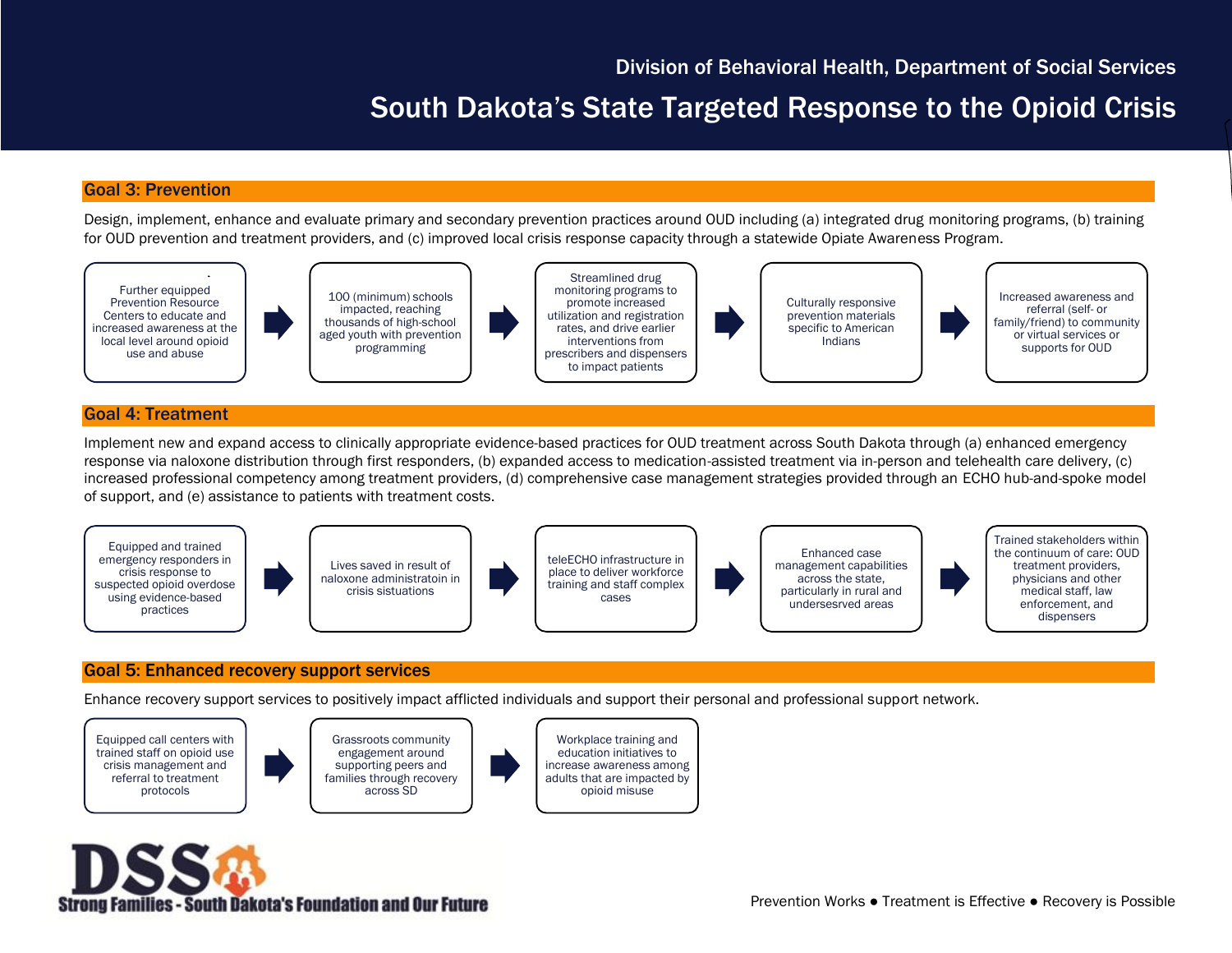Division of Behavioral Health, Department of Social Services

# South Dakota's State Targeted Response to the Opioid Crisis

## Goal 3: Prevention

Design, implement, enhance and evaluate primary and secondary prevention practices around OUD including (a) integrated drug monitoring programs, (b) training for OUD prevention and treatment providers, and (c) improved local crisis response capacity through a statewide Opiate Awareness Program.

- Further equipped Prevention Resource Centers to educate and increased awareness at the local level around opioid use and abuse
- 100 (minimum) schools impacted, reaching thousands of high-school aged youth with prevention programming
- Streamlined drug monitoring programs to promote increased utilization and registration rates, and drive earlier interventions from prescribers and dispensers to impact patients
- Culturally responsive prevention materials specific to American Indians
- Increased awareness and referral (self- or family/friend) to community or virtual services or supports for OUD

## Goal 4: Treatment

Implement new and expand access to clinically appropriate evidence-based practices for OUD treatment across South Dakota through (a) enhanced emergency response via naloxone distribution through first responders, (b) expanded access to medication-assisted treatment via in-person and telehealth care delivery, (c) increased professional competency among treatment providers, (d) comprehensive case management strategies provided through an ECHO hub-and-spoke model of support, and (e) assistance to patients with treatment costs.

- Equipped and trained emergency responders in crisis response to suspected opioid overdose using evidence-based practices
- Lives saved in result of naloxone administratoin in crisis sistuations
- teleECHO infrastructure in place to deliver workforce training and staff complex cases
- Enhanced case management capabilities across the state, particularly in rural and undersesrved areas
- Trained stakeholders within the continuum of care: OUD treatment providers, physicians and other medical staff, law enforcement, and dispensers

## Goal 5: Enhanced recovery support services

Enhance recovery support services to positively impact afflicted individuals and support their personal and professional support network.

- Equipped call centers with trained staff on opioid use crisis management and referral to treatment protocols
- Grassroots community engagement around supporting peers and families through recovery across SD
- Workplace training and education initiatives to increase awareness among adults that are impacted by opioid misuse

DSS Strong Families - South Dakota's Foundation and Our Future

Prevention Works ● Treatment is Effective ● Recovery is Possible